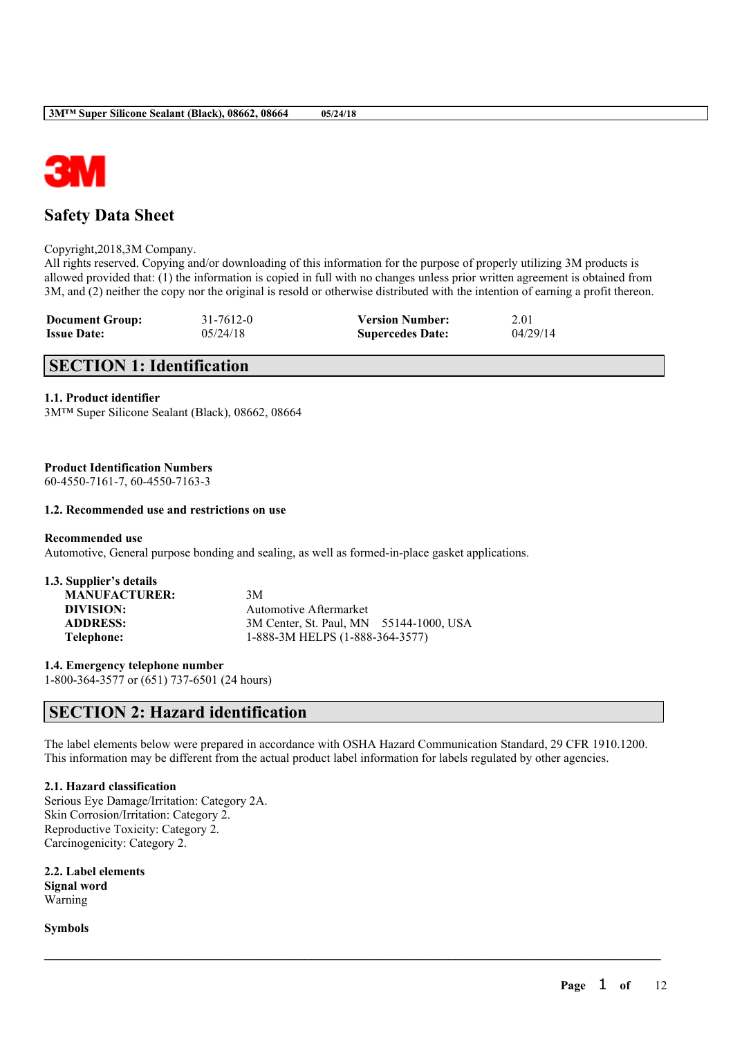# Safety Data Sheet

Copyright,2018,3M Company.
All rights reserved. Copying and/or downloading of this information for the purpose of properly utilizing 3M products is allowed provided that: (1) the information is copied in full with no changes unless prior written agreement is obtained from 3M, and (2) neither the copy nor the original is resold or otherwise distributed with the intention of earning a profit thereon.

| | | | |
|---|---|---|---|
| **Document Group:** | 31-7612-0 | **Version Number:** | 2.01 |
| **Issue Date:** | 05/24/18 | **Supercedes Date:** | 04/29/14 |

## SECTION 1: Identification

### 1.1. Product identifier
3M™ Super Silicone Sealant (Black), 08662, 08664

**Product Identification Numbers**
60-4550-7161-7, 60-4550-7163-3

### 1.2. Recommended use and restrictions on use

**Recommended use**
Automotive, General purpose bonding and sealing, as well as formed-in-place gasket applications.

### 1.3. Supplier's details

| | |
|---|---|
| **MANUFACTURER:** | 3M |
| **DIVISION:** | Automotive Aftermarket |
| **ADDRESS:** | 3M Center, St. Paul, MN 55144-1000, USA |
| **Telephone:** | 1-888-3M HELPS (1-888-364-3577) |

### 1.4. Emergency telephone number
1-800-364-3577 or (651) 737-6501 (24 hours)

## SECTION 2: Hazard identification

The label elements below were prepared in accordance with OSHA Hazard Communication Standard, 29 CFR 1910.1200. This information may be different from the actual product label information for labels regulated by other agencies.

### 2.1. Hazard classification
Serious Eye Damage/Irritation: Category 2A.
Skin Corrosion/Irritation: Category 2.
Reproductive Toxicity: Category 2.
Carcinogenicity: Category 2.

### 2.2. Label elements
**Signal word**
Warning

**Symbols**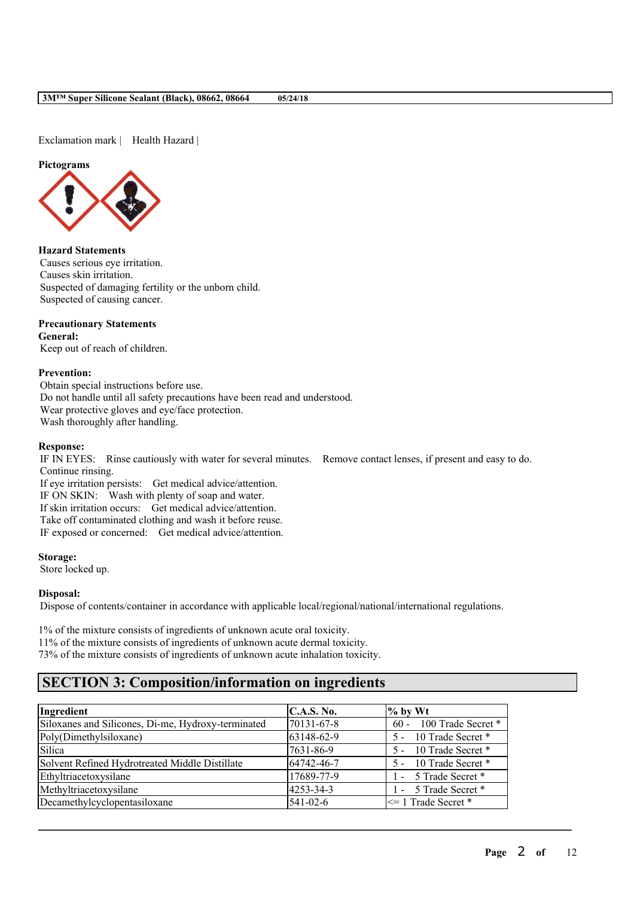Exclamation mark | Health Hazard |

**Pictograms**

**Hazard Statements**
Causes serious eye irritation.
Causes skin irritation.
Suspected of damaging fertility or the unborn child.
Suspected of causing cancer.

**Precautionary Statements**
**General:**
Keep out of reach of children.

**Prevention:**
Obtain special instructions before use.
Do not handle until all safety precautions have been read and understood.
Wear protective gloves and eye/face protection.
Wash thoroughly after handling.

**Response:**
IF IN EYES: Rinse cautiously with water for several minutes. Remove contact lenses, if present and easy to do. Continue rinsing.
If eye irritation persists: Get medical advice/attention.
IF ON SKIN: Wash with plenty of soap and water.
If skin irritation occurs: Get medical advice/attention.
Take off contaminated clothing and wash it before reuse.
IF exposed or concerned: Get medical advice/attention.

**Storage:**
Store locked up.

**Disposal:**
Dispose of contents/container in accordance with applicable local/regional/national/international regulations.

1% of the mixture consists of ingredients of unknown acute oral toxicity.
11% of the mixture consists of ingredients of unknown acute dermal toxicity.
73% of the mixture consists of ingredients of unknown acute inhalation toxicity.

## SECTION 3: Composition/information on ingredients

| Ingredient | C.A.S. No. | % by Wt |
|---|---|---|
| Siloxanes and Silicones, Di-me, Hydroxy-terminated | 70131-67-8 | 60 - 100 Trade Secret * |
| Poly(Dimethylsiloxane) | 63148-62-9 | 5 - 10 Trade Secret * |
| Silica | 7631-86-9 | 5 - 10 Trade Secret * |
| Solvent Refined Hydrotreated Middle Distillate | 64742-46-7 | 5 - 10 Trade Secret * |
| Ethyltriacetoxysilane | 17689-77-9 | 1 - 5 Trade Secret * |
| Methyltriacetoxysilane | 4253-34-3 | 1 - 5 Trade Secret * |
| Decamethylcyclopentasiloxane | 541-02-6 | <= 1 Trade Secret * |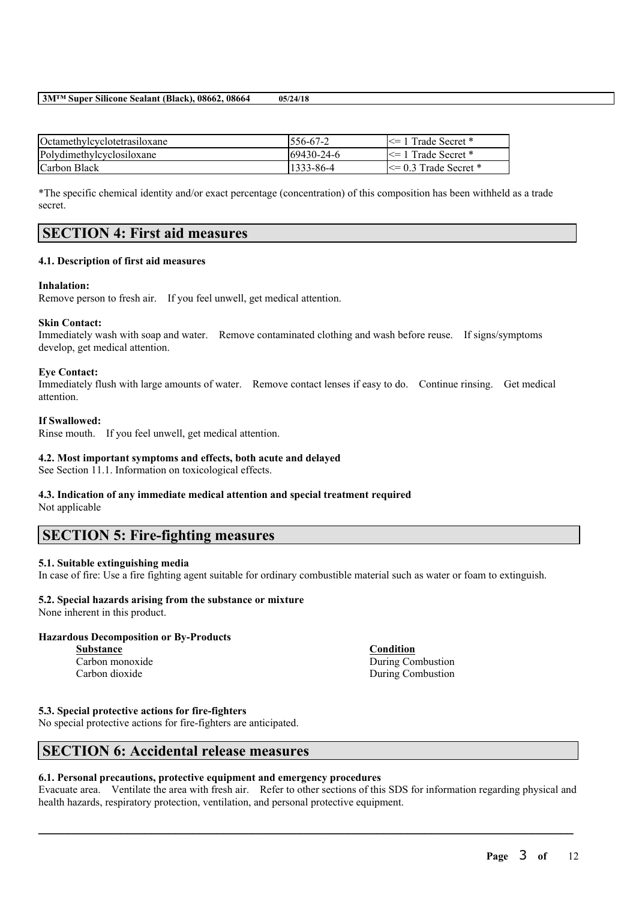| | | |
|---|---|---|
| Octamethylcyclotetrasiloxane | 556-67-2 | <= 1 Trade Secret * |
| Polydimethylcyclosiloxane | 69430-24-6 | <= 1 Trade Secret * |
| Carbon Black | 1333-86-4 | <= 0.3 Trade Secret * |

*The specific chemical identity and/or exact percentage (concentration) of this composition has been withheld as a trade secret.

## SECTION 4: First aid measures

### 4.1. Description of first aid measures

**Inhalation:**
Remove person to fresh air. If you feel unwell, get medical attention.

**Skin Contact:**
Immediately wash with soap and water. Remove contaminated clothing and wash before reuse. If signs/symptoms develop, get medical attention.

**Eye Contact:**
Immediately flush with large amounts of water. Remove contact lenses if easy to do. Continue rinsing. Get medical attention.

**If Swallowed:**
Rinse mouth. If you feel unwell, get medical attention.

### 4.2. Most important symptoms and effects, both acute and delayed

See Section 11.1. Information on toxicological effects.

### 4.3. Indication of any immediate medical attention and special treatment required

Not applicable

## SECTION 5: Fire-fighting measures

### 5.1. Suitable extinguishing media

In case of fire: Use a fire fighting agent suitable for ordinary combustible material such as water or foam to extinguish.

### 5.2. Special hazards arising from the substance or mixture

None inherent in this product.

**Hazardous Decomposition or By-Products**

| Substance | Condition |
|---|---|
| Carbon monoxide | During Combustion |
| Carbon dioxide | During Combustion |

### 5.3. Special protective actions for fire-fighters

No special protective actions for fire-fighters are anticipated.

## SECTION 6: Accidental release measures

### 6.1. Personal precautions, protective equipment and emergency procedures

Evacuate area. Ventilate the area with fresh air. Refer to other sections of this SDS for information regarding physical and health hazards, respiratory protection, ventilation, and personal protective equipment.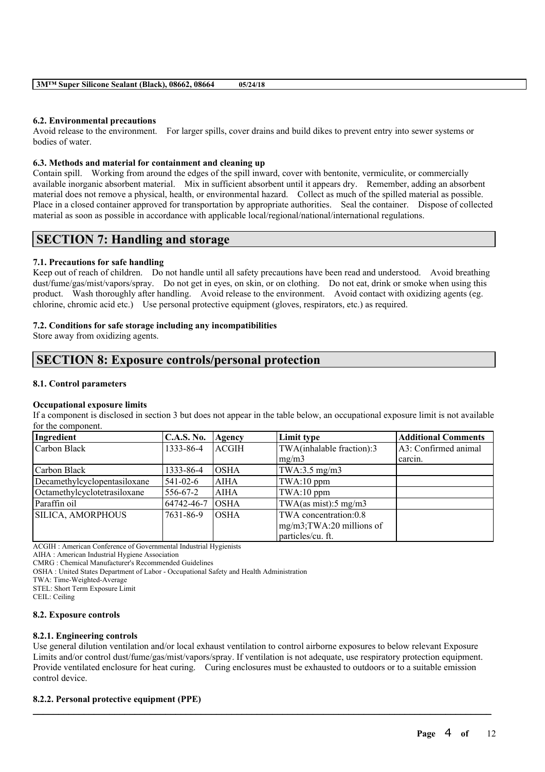### 6.2. Environmental precautions

Avoid release to the environment. For larger spills, cover drains and build dikes to prevent entry into sewer systems or bodies of water.

### 6.3. Methods and material for containment and cleaning up

Contain spill. Working from around the edges of the spill inward, cover with bentonite, vermiculite, or commercially available inorganic absorbent material. Mix in sufficient absorbent until it appears dry. Remember, adding an absorbent material does not remove a physical, health, or environmental hazard. Collect as much of the spilled material as possible. Place in a closed container approved for transportation by appropriate authorities. Seal the container. Dispose of collected material as soon as possible in accordance with applicable local/regional/national/international regulations.

## SECTION 7: Handling and storage

### 7.1. Precautions for safe handling

Keep out of reach of children. Do not handle until all safety precautions have been read and understood. Avoid breathing dust/fume/gas/mist/vapors/spray. Do not get in eyes, on skin, or on clothing. Do not eat, drink or smoke when using this product. Wash thoroughly after handling. Avoid release to the environment. Avoid contact with oxidizing agents (eg. chlorine, chromic acid etc.) Use personal protective equipment (gloves, respirators, etc.) as required.

### 7.2. Conditions for safe storage including any incompatibilities

Store away from oxidizing agents.

## SECTION 8: Exposure controls/personal protection

### 8.1. Control parameters

**Occupational exposure limits**

If a component is disclosed in section 3 but does not appear in the table below, an occupational exposure limit is not available for the component.

| Ingredient | C.A.S. No. | Agency | Limit type | Additional Comments |
|---|---|---|---|---|
| Carbon Black | 1333-86-4 | ACGIH | TWA(inhalable fraction):3 mg/m3 | A3: Confirmed animal carcin. |
| Carbon Black | 1333-86-4 | OSHA | TWA:3.5 mg/m3 | |
| Decamethylcyclopentasiloxane | 541-02-6 | AIHA | TWA:10 ppm | |
| Octamethylcyclotetrasiloxane | 556-67-2 | AIHA | TWA:10 ppm | |
| Paraffin oil | 64742-46-7 | OSHA | TWA(as mist):5 mg/m3 | |
| SILICA, AMORPHOUS | 7631-86-9 | OSHA | TWA concentration:0.8 mg/m3;TWA:20 millions of particles/cu. ft. | |

ACGIH : American Conference of Governmental Industrial Hygienists
AIHA : American Industrial Hygiene Association
CMRG : Chemical Manufacturer's Recommended Guidelines
OSHA : United States Department of Labor - Occupational Safety and Health Administration
TWA: Time-Weighted-Average
STEL: Short Term Exposure Limit
CEIL: Ceiling

### 8.2. Exposure controls

#### 8.2.1. Engineering controls

Use general dilution ventilation and/or local exhaust ventilation to control airborne exposures to below relevant Exposure Limits and/or control dust/fume/gas/mist/vapors/spray. If ventilation is not adequate, use respiratory protection equipment. Provide ventilated enclosure for heat curing. Curing enclosures must be exhausted to outdoors or to a suitable emission control device.

#### 8.2.2. Personal protective equipment (PPE)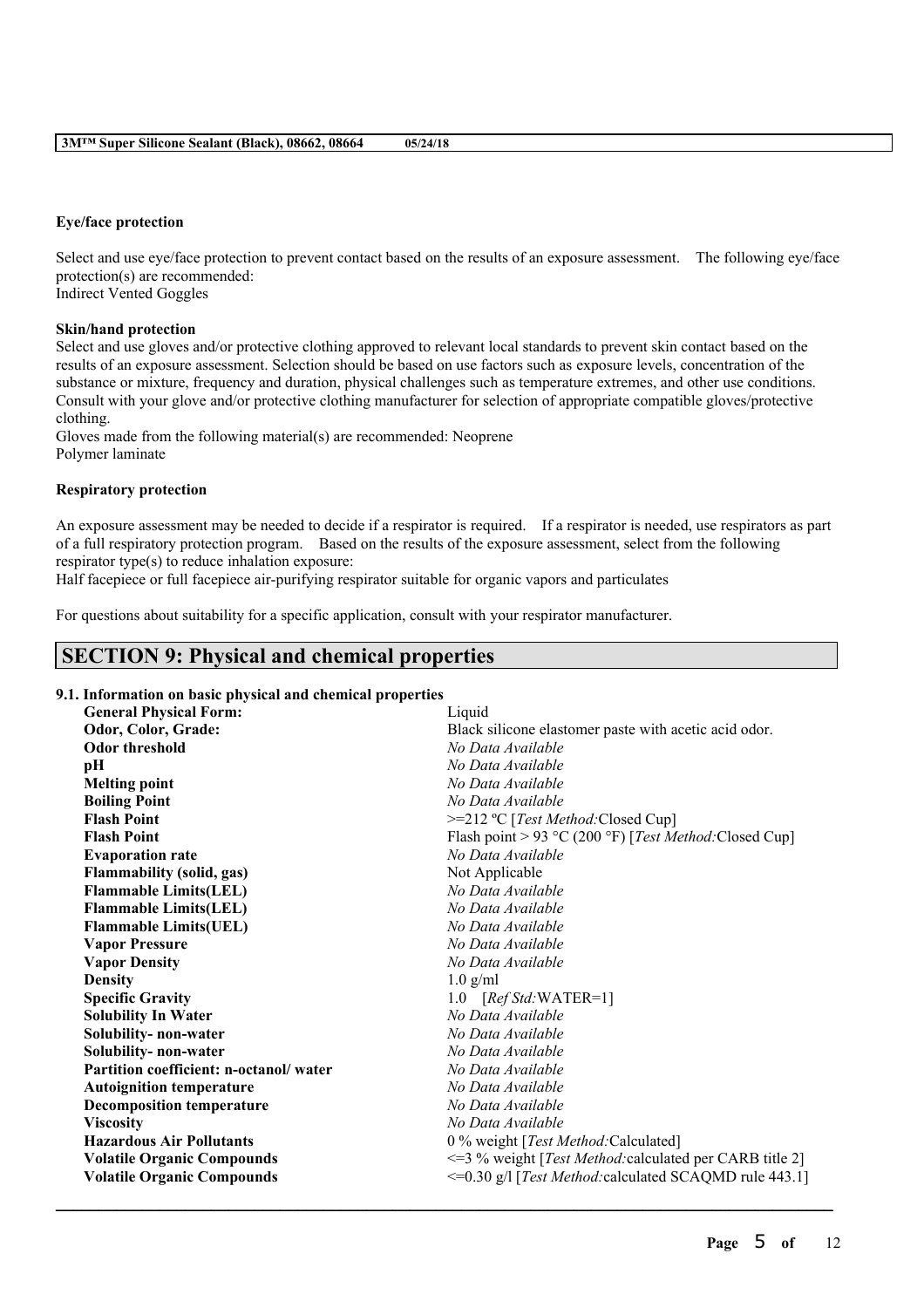**Eye/face protection**

Select and use eye/face protection to prevent contact based on the results of an exposure assessment. The following eye/face protection(s) are recommended:
Indirect Vented Goggles

**Skin/hand protection**

Select and use gloves and/or protective clothing approved to relevant local standards to prevent skin contact based on the results of an exposure assessment. Selection should be based on use factors such as exposure levels, concentration of the substance or mixture, frequency and duration, physical challenges such as temperature extremes, and other use conditions. Consult with your glove and/or protective clothing manufacturer for selection of appropriate compatible gloves/protective clothing.
Gloves made from the following material(s) are recommended: Neoprene
Polymer laminate

**Respiratory protection**

An exposure assessment may be needed to decide if a respirator is required. If a respirator is needed, use respirators as part of a full respiratory protection program. Based on the results of the exposure assessment, select from the following respirator type(s) to reduce inhalation exposure:
Half facepiece or full facepiece air-purifying respirator suitable for organic vapors and particulates

For questions about suitability for a specific application, consult with your respirator manufacturer.

## SECTION 9: Physical and chemical properties

**9.1. Information on basic physical and chemical properties**

| | |
|---|---|
| **General Physical Form:** | Liquid |
| **Odor, Color, Grade:** | Black silicone elastomer paste with acetic acid odor. |
| **Odor threshold** | *No Data Available* |
| **pH** | *No Data Available* |
| **Melting point** | *No Data Available* |
| **Boiling Point** | *No Data Available* |
| **Flash Point** | >=212 ºC [*Test Method:*Closed Cup] |
| **Flash Point** | Flash point > 93 °C (200 °F) [*Test Method:*Closed Cup] |
| **Evaporation rate** | *No Data Available* |
| **Flammability (solid, gas)** | Not Applicable |
| **Flammable Limits(LEL)** | *No Data Available* |
| **Flammable Limits(LEL)** | *No Data Available* |
| **Flammable Limits(UEL)** | *No Data Available* |
| **Vapor Pressure** | *No Data Available* |
| **Vapor Density** | *No Data Available* |
| **Density** | 1.0 g/ml |
| **Specific Gravity** | 1.0 [*Ref Std:*WATER=1] |
| **Solubility In Water** | *No Data Available* |
| **Solubility- non-water** | *No Data Available* |
| **Solubility- non-water** | *No Data Available* |
| **Partition coefficient: n-octanol/ water** | *No Data Available* |
| **Autoignition temperature** | *No Data Available* |
| **Decomposition temperature** | *No Data Available* |
| **Viscosity** | *No Data Available* |
| **Hazardous Air Pollutants** | 0 % weight [*Test Method:*Calculated] |
| **Volatile Organic Compounds** | <=3 % weight [*Test Method:*calculated per CARB title 2] |
| **Volatile Organic Compounds** | <=0.30 g/l [*Test Method:*calculated SCAQMD rule 443.1] |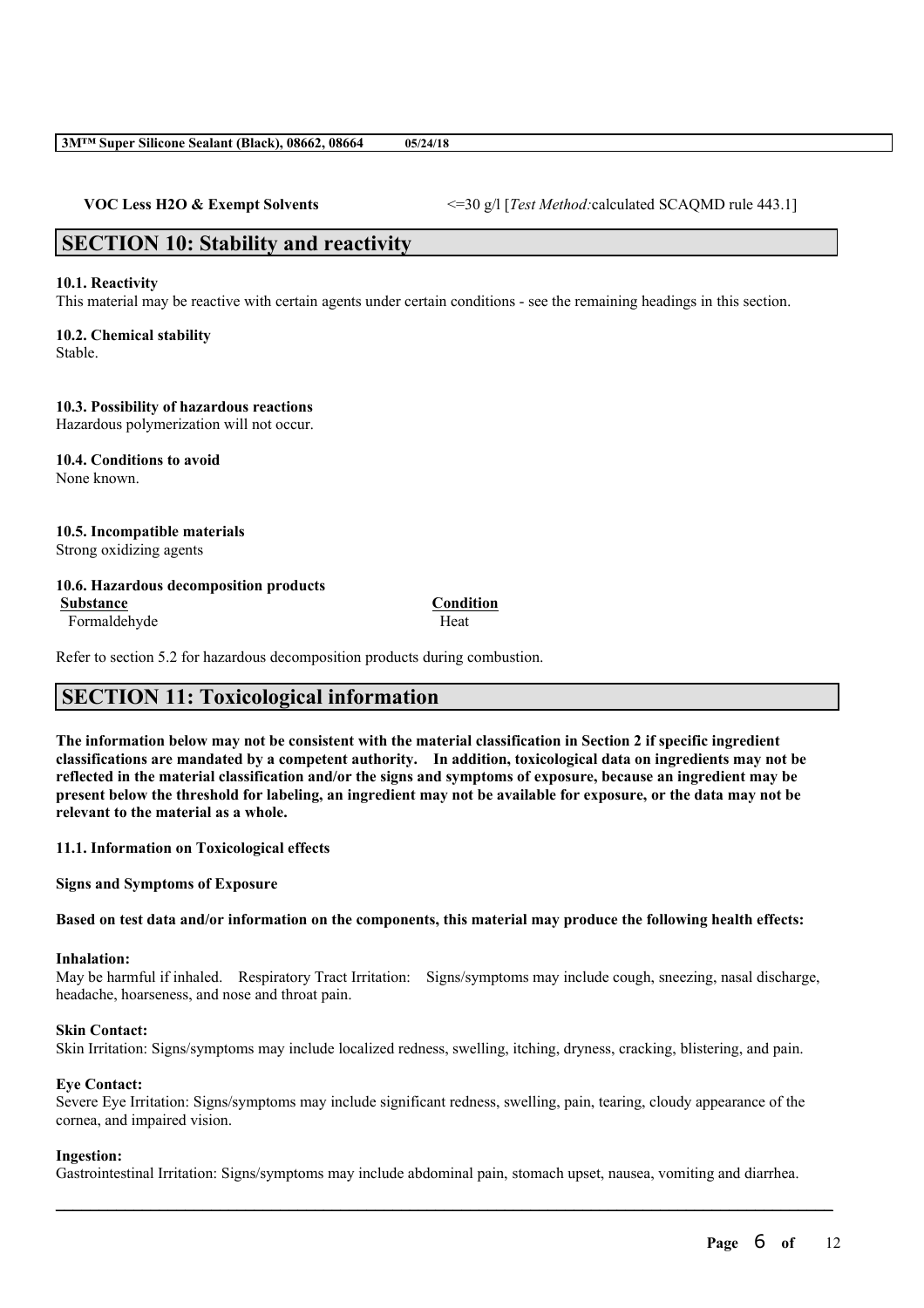**VOC Less H2O & Exempt Solvents** <=30 g/l [*Test Method:*calculated SCAQMD rule 443.1]

## SECTION 10: Stability and reactivity

**10.1. Reactivity**
This material may be reactive with certain agents under certain conditions - see the remaining headings in this section.

**10.2. Chemical stability**
Stable.

**10.3. Possibility of hazardous reactions**
Hazardous polymerization will not occur.

**10.4. Conditions to avoid**
None known.

**10.5. Incompatible materials**
Strong oxidizing agents

**10.6. Hazardous decomposition products**

| Substance | Condition |
|---|---|
| Formaldehyde | Heat |

Refer to section 5.2 for hazardous decomposition products during combustion.

## SECTION 11: Toxicological information

**The information below may not be consistent with the material classification in Section 2 if specific ingredient classifications are mandated by a competent authority. In addition, toxicological data on ingredients may not be reflected in the material classification and/or the signs and symptoms of exposure, because an ingredient may be present below the threshold for labeling, an ingredient may not be available for exposure, or the data may not be relevant to the material as a whole.**

**11.1. Information on Toxicological effects**

**Signs and Symptoms of Exposure**

**Based on test data and/or information on the components, this material may produce the following health effects:**

**Inhalation:**
May be harmful if inhaled. Respiratory Tract Irritation: Signs/symptoms may include cough, sneezing, nasal discharge, headache, hoarseness, and nose and throat pain.

**Skin Contact:**
Skin Irritation: Signs/symptoms may include localized redness, swelling, itching, dryness, cracking, blistering, and pain.

**Eye Contact:**
Severe Eye Irritation: Signs/symptoms may include significant redness, swelling, pain, tearing, cloudy appearance of the cornea, and impaired vision.

**Ingestion:**
Gastrointestinal Irritation: Signs/symptoms may include abdominal pain, stomach upset, nausea, vomiting and diarrhea.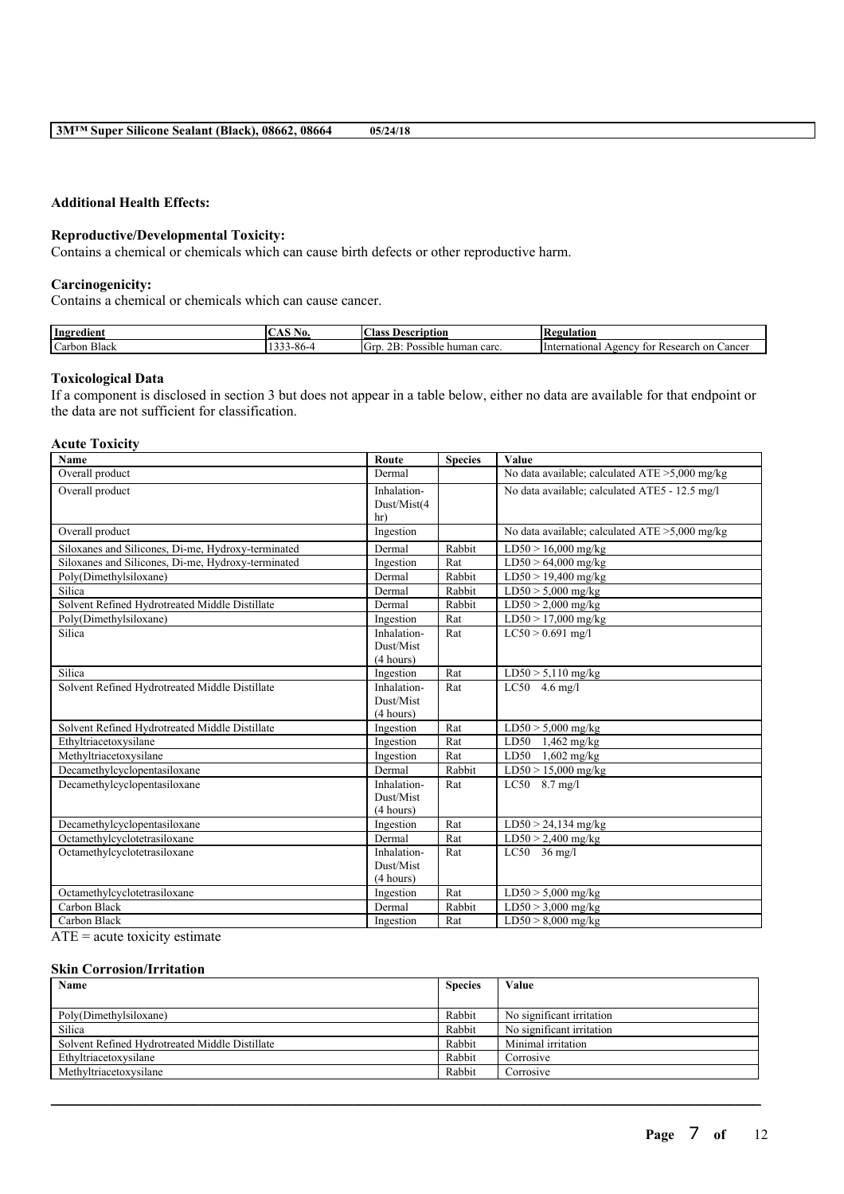### Additional Health Effects:

#### Reproductive/Developmental Toxicity:

Contains a chemical or chemicals which can cause birth defects or other reproductive harm.

#### Carcinogenicity:

Contains a chemical or chemicals which can cause cancer.

| Ingredient | CAS No. | Class Description | Regulation |
|---|---|---|---|
| Carbon Black | 1333-86-4 | Grp. 2B: Possible human carc. | International Agency for Research on Cancer |

### Toxicological Data

If a component is disclosed in section 3 but does not appear in a table below, either no data are available for that endpoint or the data are not sufficient for classification.

#### Acute Toxicity

| Name | Route | Species | Value |
|---|---|---|---|
| Overall product | Dermal | | No data available; calculated ATE >5,000 mg/kg |
| Overall product | Inhalation-Dust/Mist(4 hr) | | No data available; calculated ATE5 - 12.5 mg/l |
| Overall product | Ingestion | | No data available; calculated ATE >5,000 mg/kg |
| Siloxanes and Silicones, Di-me, Hydroxy-terminated | Dermal | Rabbit | LD50 > 16,000 mg/kg |
| Siloxanes and Silicones, Di-me, Hydroxy-terminated | Ingestion | Rat | LD50 > 64,000 mg/kg |
| Poly(Dimethylsiloxane) | Dermal | Rabbit | LD50 > 19,400 mg/kg |
| Silica | Dermal | Rabbit | LD50 > 5,000 mg/kg |
| Solvent Refined Hydrotreated Middle Distillate | Dermal | Rabbit | LD50 > 2,000 mg/kg |
| Poly(Dimethylsiloxane) | Ingestion | Rat | LD50 > 17,000 mg/kg |
| Silica | Inhalation-Dust/Mist (4 hours) | Rat | LC50 > 0.691 mg/l |
| Silica | Ingestion | Rat | LD50 > 5,110 mg/kg |
| Solvent Refined Hydrotreated Middle Distillate | Inhalation-Dust/Mist (4 hours) | Rat | LC50 4.6 mg/l |
| Solvent Refined Hydrotreated Middle Distillate | Ingestion | Rat | LD50 > 5,000 mg/kg |
| Ethyltriacetoxysilane | Ingestion | Rat | LD50 1,462 mg/kg |
| Methyltriacetoxysilane | Ingestion | Rat | LD50 1,602 mg/kg |
| Decamethylcyclopentasiloxane | Dermal | Rabbit | LD50 > 15,000 mg/kg |
| Decamethylcyclopentasiloxane | Inhalation-Dust/Mist (4 hours) | Rat | LC50 8.7 mg/l |
| Decamethylcyclopentasiloxane | Ingestion | Rat | LD50 > 24,134 mg/kg |
| Octamethylcyclotetrasiloxane | Dermal | Rat | LD50 > 2,400 mg/kg |
| Octamethylcyclotetrasiloxane | Inhalation-Dust/Mist (4 hours) | Rat | LC50 36 mg/l |
| Octamethylcyclotetrasiloxane | Ingestion | Rat | LD50 > 5,000 mg/kg |
| Carbon Black | Dermal | Rabbit | LD50 > 3,000 mg/kg |
| Carbon Black | Ingestion | Rat | LD50 > 8,000 mg/kg |

ATE = acute toxicity estimate

#### Skin Corrosion/Irritation

| Name | Species | Value |
|---|---|---|
| Poly(Dimethylsiloxane) | Rabbit | No significant irritation |
| Silica | Rabbit | No significant irritation |
| Solvent Refined Hydrotreated Middle Distillate | Rabbit | Minimal irritation |
| Ethyltriacetoxysilane | Rabbit | Corrosive |
| Methyltriacetoxysilane | Rabbit | Corrosive |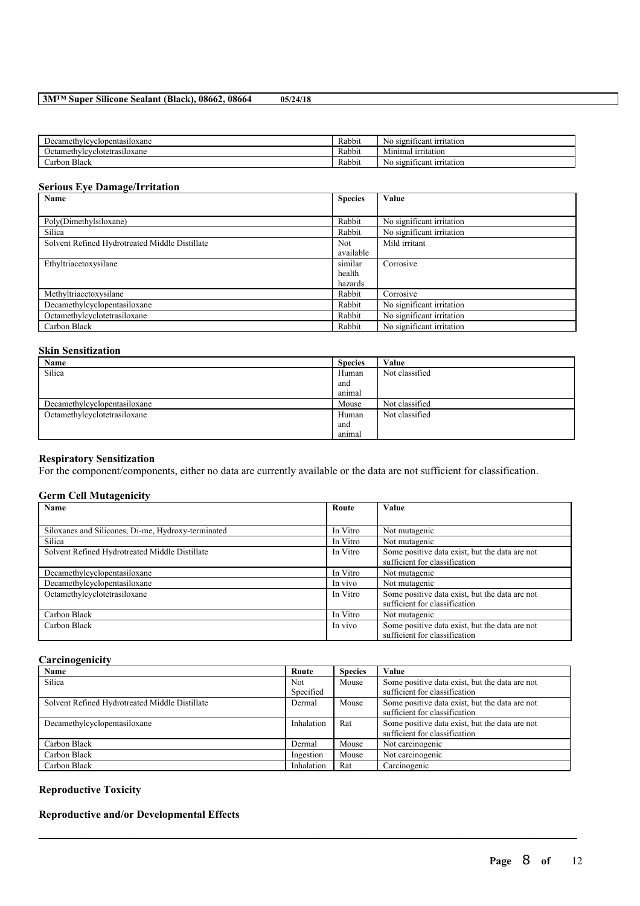| | | |
|---|---|---|
| Decamethylcyclopentasiloxane | Rabbit | No significant irritation |
| Octamethylcyclotetrasiloxane | Rabbit | Minimal irritation |
| Carbon Black | Rabbit | No significant irritation |

### Serious Eye Damage/Irritation

| Name | Species | Value |
|---|---|---|
| Poly(Dimethylsiloxane) | Rabbit | No significant irritation |
| Silica | Rabbit | No significant irritation |
| Solvent Refined Hydrotreated Middle Distillate | Not available | Mild irritant |
| Ethyltriacetoxysilane | similar health hazards | Corrosive |
| Methyltriacetoxysilane | Rabbit | Corrosive |
| Decamethylcyclopentasiloxane | Rabbit | No significant irritation |
| Octamethylcyclotetrasiloxane | Rabbit | No significant irritation |
| Carbon Black | Rabbit | No significant irritation |

### Skin Sensitization

| Name | Species | Value |
|---|---|---|
| Silica | Human and animal | Not classified |
| Decamethylcyclopentasiloxane | Mouse | Not classified |
| Octamethylcyclotetrasiloxane | Human and animal | Not classified |

### Respiratory Sensitization

For the component/components, either no data are currently available or the data are not sufficient for classification.

### Germ Cell Mutagenicity

| Name | Route | Value |
|---|---|---|
| Siloxanes and Silicones, Di-me, Hydroxy-terminated | In Vitro | Not mutagenic |
| Silica | In Vitro | Not mutagenic |
| Solvent Refined Hydrotreated Middle Distillate | In Vitro | Some positive data exist, but the data are not sufficient for classification |
| Decamethylcyclopentasiloxane | In Vitro | Not mutagenic |
| Decamethylcyclopentasiloxane | In vivo | Not mutagenic |
| Octamethylcyclotetrasiloxane | In Vitro | Some positive data exist, but the data are not sufficient for classification |
| Carbon Black | In Vitro | Not mutagenic |
| Carbon Black | In vivo | Some positive data exist, but the data are not sufficient for classification |

### Carcinogenicity

| Name | Route | Species | Value |
|---|---|---|---|
| Silica | Not Specified | Mouse | Some positive data exist, but the data are not sufficient for classification |
| Solvent Refined Hydrotreated Middle Distillate | Dermal | Mouse | Some positive data exist, but the data are not sufficient for classification |
| Decamethylcyclopentasiloxane | Inhalation | Rat | Some positive data exist, but the data are not sufficient for classification |
| Carbon Black | Dermal | Mouse | Not carcinogenic |
| Carbon Black | Ingestion | Mouse | Not carcinogenic |
| Carbon Black | Inhalation | Rat | Carcinogenic |

### Reproductive Toxicity

#### Reproductive and/or Developmental Effects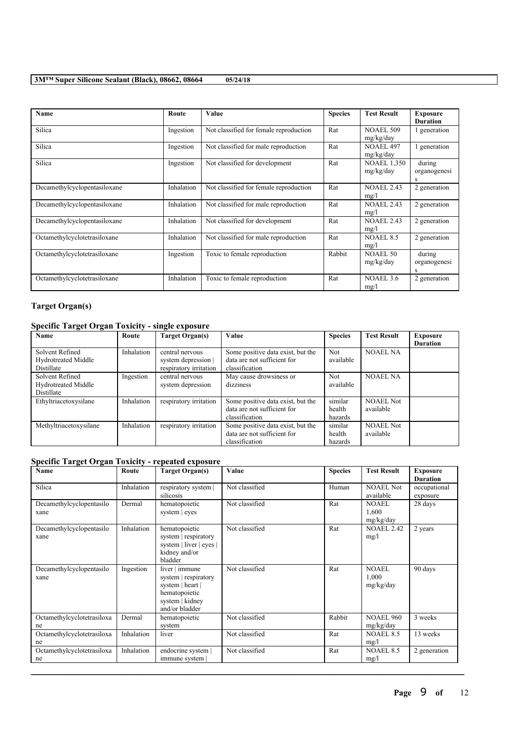| Name | Route | Value | Species | Test Result | Exposure Duration |
|---|---|---|---|---|---|
| Silica | Ingestion | Not classified for female reproduction | Rat | NOAEL 509 mg/kg/day | 1 generation |
| Silica | Ingestion | Not classified for male reproduction | Rat | NOAEL 497 mg/kg/day | 1 generation |
| Silica | Ingestion | Not classified for development | Rat | NOAEL 1,350 mg/kg/day | during organogenesis |
| Decamethylcyclopentasiloxane | Inhalation | Not classified for female reproduction | Rat | NOAEL 2.43 mg/l | 2 generation |
| Decamethylcyclopentasiloxane | Inhalation | Not classified for male reproduction | Rat | NOAEL 2.43 mg/l | 2 generation |
| Decamethylcyclopentasiloxane | Inhalation | Not classified for development | Rat | NOAEL 2.43 mg/l | 2 generation |
| Octamethylcyclotetrasiloxane | Inhalation | Not classified for male reproduction | Rat | NOAEL 8.5 mg/l | 2 generation |
| Octamethylcyclotetrasiloxane | Ingestion | Toxic to female reproduction | Rabbit | NOAEL 50 mg/kg/day | during organogenesis |
| Octamethylcyclotetrasiloxane | Inhalation | Toxic to female reproduction | Rat | NOAEL 3.6 mg/l | 2 generation |

## Target Organ(s)

### Specific Target Organ Toxicity - single exposure

| Name | Route | Target Organ(s) | Value | Species | Test Result | Exposure Duration |
|---|---|---|---|---|---|---|
| Solvent Refined Hydrotreated Middle Distillate | Inhalation | central nervous system depression \| respiratory irritation | Some positive data exist, but the data are not sufficient for classification | Not available | NOAEL NA | |
| Solvent Refined Hydrotreated Middle Distillate | Ingestion | central nervous system depression | May cause drowsiness or dizziness | Not available | NOAEL NA | |
| Ethyltriacetoxysilane | Inhalation | respiratory irritation | Some positive data exist, but the data are not sufficient for classification | similar health hazards | NOAEL Not available | |
| Methyltriacetoxysilane | Inhalation | respiratory irritation | Some positive data exist, but the data are not sufficient for classification | similar health hazards | NOAEL Not available | |

### Specific Target Organ Toxicity - repeated exposure

| Name | Route | Target Organ(s) | Value | Species | Test Result | Exposure Duration |
|---|---|---|---|---|---|---|
| Silica | Inhalation | respiratory system \| silicosis | Not classified | Human | NOAEL Not available | occupational exposure |
| Decamethylcyclopentasiloxane | Dermal | hematopoietic system \| eyes | Not classified | Rat | NOAEL 1,600 mg/kg/day | 28 days |
| Decamethylcyclopentasiloxane | Inhalation | hematopoietic system \| respiratory system \| liver \| eyes \| kidney and/or bladder | Not classified | Rat | NOAEL 2.42 mg/l | 2 years |
| Decamethylcyclopentasiloxane | Ingestion | liver \| immune system \| respiratory system \| heart \| hematopoietic system \| kidney and/or bladder | Not classified | Rat | NOAEL 1,000 mg/kg/day | 90 days |
| Octamethylcyclotetrasiloxane | Dermal | hematopoietic system | Not classified | Rabbit | NOAEL 960 mg/kg/day | 3 weeks |
| Octamethylcyclotetrasiloxane | Inhalation | liver | Not classified | Rat | NOAEL 8.5 mg/l | 13 weeks |
| Octamethylcyclotetrasiloxane | Inhalation | endocrine system \| immune system \| | Not classified | Rat | NOAEL 8.5 mg/l | 2 generation |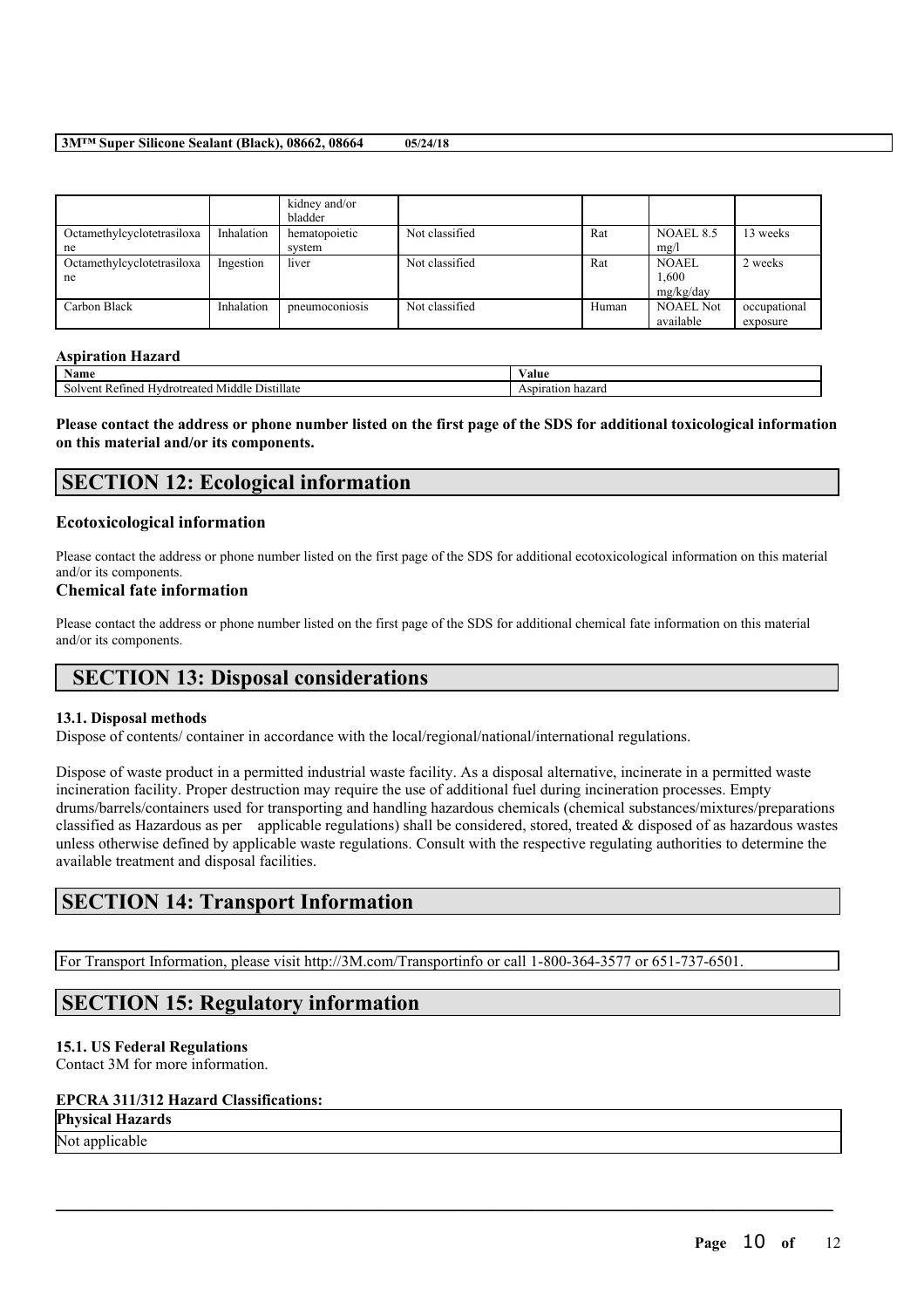| | | kidney and/or bladder | | | | |
|---|---|---|---|---|---|---|
| Octamethylcyclotetrasiloxane | Inhalation | hematopoietic system | Not classified | Rat | NOAEL 8.5 mg/l | 13 weeks |
| Octamethylcyclotetrasiloxane | Ingestion | liver | Not classified | Rat | NOAEL 1,600 mg/kg/day | 2 weeks |
| Carbon Black | Inhalation | pneumoconiosis | Not classified | Human | NOAEL Not available | occupational exposure |

**Aspiration Hazard**

| Name | Value |
|---|---|
| Solvent Refined Hydrotreated Middle Distillate | Aspiration hazard |

**Please contact the address or phone number listed on the first page of the SDS for additional toxicological information on this material and/or its components.**

## SECTION 12: Ecological information

### Ecotoxicological information

Please contact the address or phone number listed on the first page of the SDS for additional ecotoxicological information on this material and/or its components.

### Chemical fate information

Please contact the address or phone number listed on the first page of the SDS for additional chemical fate information on this material and/or its components.

## SECTION 13: Disposal considerations

**13.1. Disposal methods**

Dispose of contents/ container in accordance with the local/regional/national/international regulations.

Dispose of waste product in a permitted industrial waste facility. As a disposal alternative, incinerate in a permitted waste incineration facility. Proper destruction may require the use of additional fuel during incineration processes. Empty drums/barrels/containers used for transporting and handling hazardous chemicals (chemical substances/mixtures/preparations classified as Hazardous as per applicable regulations) shall be considered, stored, treated & disposed of as hazardous wastes unless otherwise defined by applicable waste regulations. Consult with the respective regulating authorities to determine the available treatment and disposal facilities.

## SECTION 14: Transport Information

For Transport Information, please visit http://3M.com/Transportinfo or call 1-800-364-3577 or 651-737-6501.

## SECTION 15: Regulatory information

**15.1. US Federal Regulations**

Contact 3M for more information.

**EPCRA 311/312 Hazard Classifications:**

| Physical Hazards |
|---|
| Not applicable |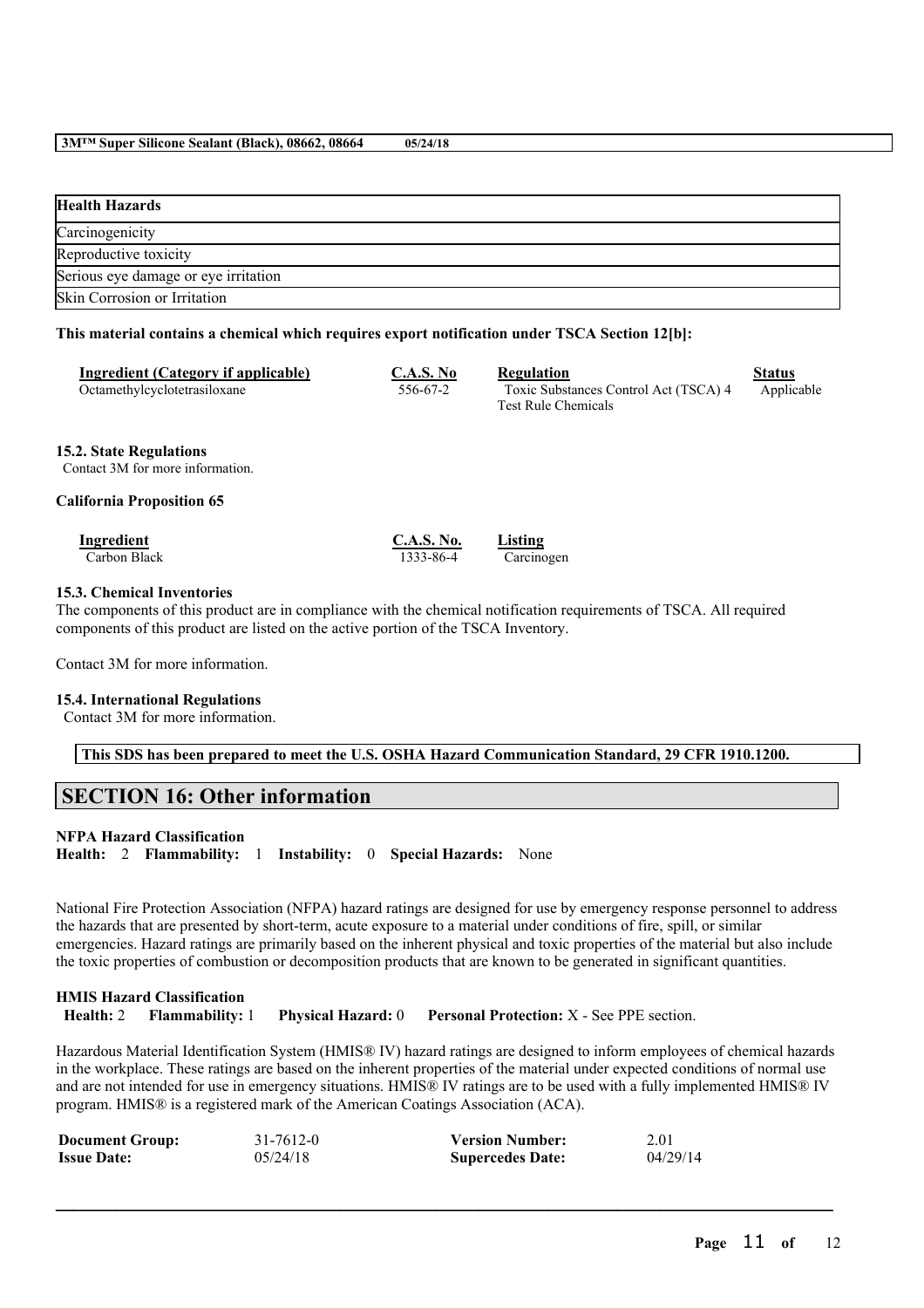| Health Hazards |
| --- |
| Carcinogenicity |
| Reproductive toxicity |
| Serious eye damage or eye irritation |
| Skin Corrosion or Irritation |

**This material contains a chemical which requires export notification under TSCA Section 12[b]:**

| Ingredient (Category if applicable) | C.A.S. No | Regulation | Status |
| --- | --- | --- | --- |
| Octamethylcyclotetrasiloxane | 556-67-2 | Toxic Substances Control Act (TSCA) 4 Test Rule Chemicals | Applicable |

**15.2. State Regulations**

Contact 3M for more information.

**California Proposition 65**

| Ingredient | C.A.S. No. | Listing |
| --- | --- | --- |
| Carbon Black | 1333-86-4 | Carcinogen |

**15.3. Chemical Inventories**

The components of this product are in compliance with the chemical notification requirements of TSCA. All required components of this product are listed on the active portion of the TSCA Inventory.

Contact 3M for more information.

**15.4. International Regulations**

Contact 3M for more information.

**This SDS has been prepared to meet the U.S. OSHA Hazard Communication Standard, 29 CFR 1910.1200.**

## SECTION 16: Other information

**NFPA Hazard Classification**

**Health:** 2 **Flammability:** 1 **Instability:** 0 **Special Hazards:** None

National Fire Protection Association (NFPA) hazard ratings are designed for use by emergency response personnel to address the hazards that are presented by short-term, acute exposure to a material under conditions of fire, spill, or similar emergencies. Hazard ratings are primarily based on the inherent physical and toxic properties of the material but also include the toxic properties of combustion or decomposition products that are known to be generated in significant quantities.

**HMIS Hazard Classification**

**Health:** 2 **Flammability:** 1 **Physical Hazard:** 0 **Personal Protection:** X - See PPE section.

Hazardous Material Identification System (HMIS® IV) hazard ratings are designed to inform employees of chemical hazards in the workplace. These ratings are based on the inherent properties of the material under expected conditions of normal use and are not intended for use in emergency situations. HMIS® IV ratings are to be used with a fully implemented HMIS® IV program. HMIS® is a registered mark of the American Coatings Association (ACA).

| | | | |
| --- | --- | --- | --- |
| **Document Group:** | 31-7612-0 | **Version Number:** | 2.01 |
| **Issue Date:** | 05/24/18 | **Supercedes Date:** | 04/29/14 |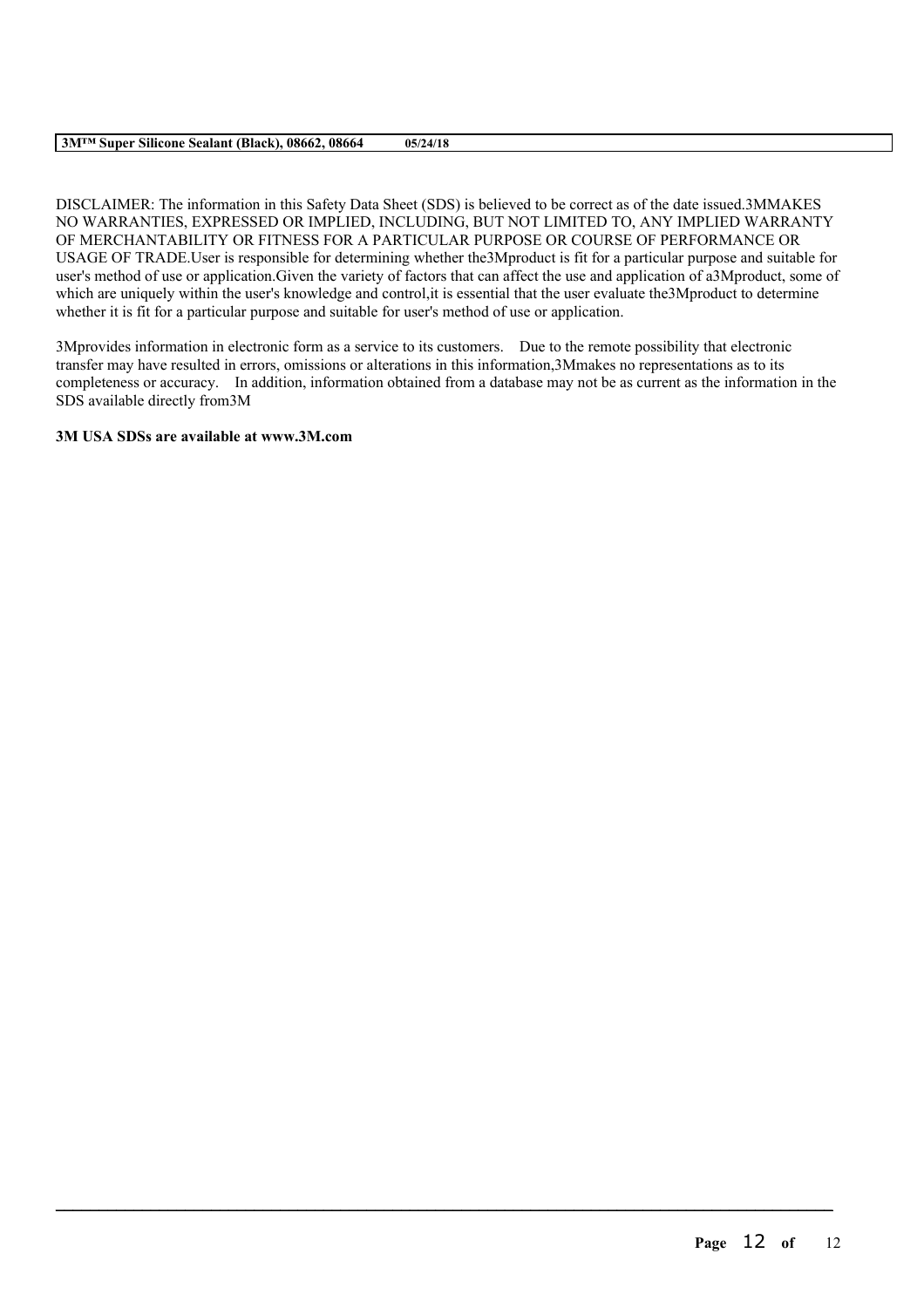DISCLAIMER: The information in this Safety Data Sheet (SDS) is believed to be correct as of the date issued.3MMAKES NO WARRANTIES, EXPRESSED OR IMPLIED, INCLUDING, BUT NOT LIMITED TO, ANY IMPLIED WARRANTY OF MERCHANTABILITY OR FITNESS FOR A PARTICULAR PURPOSE OR COURSE OF PERFORMANCE OR USAGE OF TRADE.User is responsible for determining whether the3Mproduct is fit for a particular purpose and suitable for user's method of use or application.Given the variety of factors that can affect the use and application of a3Mproduct, some of which are uniquely within the user's knowledge and control,it is essential that the user evaluate the3Mproduct to determine whether it is fit for a particular purpose and suitable for user's method of use or application.

3Mprovides information in electronic form as a service to its customers. Due to the remote possibility that electronic transfer may have resulted in errors, omissions or alterations in this information,3Mmakes no representations as to its completeness or accuracy. In addition, information obtained from a database may not be as current as the information in the SDS available directly from3M

**3M USA SDSs are available at www.3M.com**